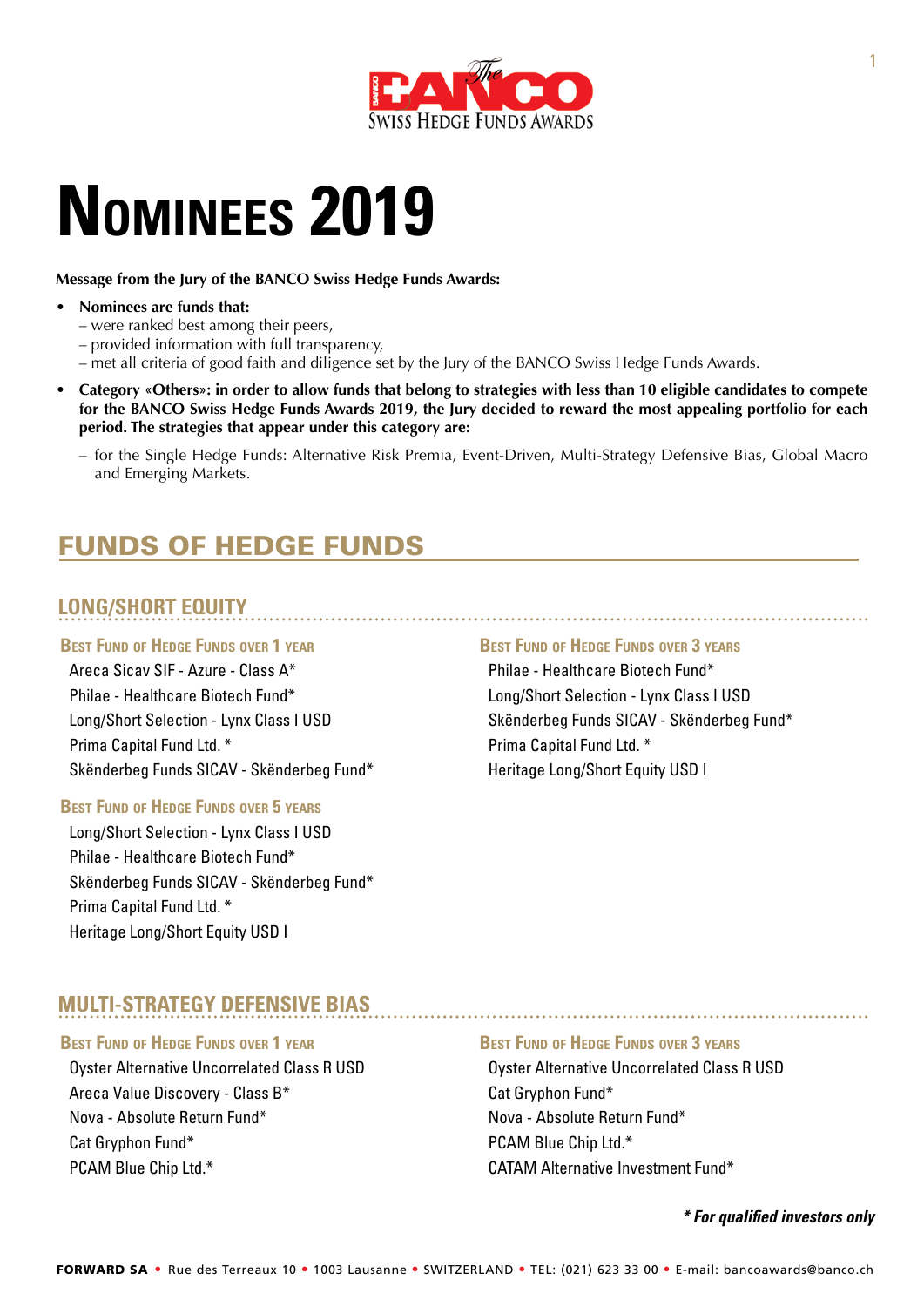The BANCO Swiss Hedge Funds Awards

# Nominees 2019

**Message from the Jury of the BANCO Swiss Hedge Funds Awards:**

- **Nominees are funds that:**
  – were ranked best among their peers,
  – provided information with full transparency,
  – met all criteria of good faith and diligence set by the Jury of the BANCO Swiss Hedge Funds Awards.
- **Category «Others»: in order to allow funds that belong to strategies with less than 10 eligible candidates to compete for the BANCO Swiss Hedge Funds Awards 2019, the Jury decided to reward the most appealing portfolio for each period. The strategies that appear under this category are:**
  – for the Single Hedge Funds: Alternative Risk Premia, Event-Driven, Multi-Strategy Defensive Bias, Global Macro and Emerging Markets.

## FUNDS OF HEDGE FUNDS

### LONG/SHORT EQUITY

#### Best Fund of Hedge Funds over 1 year

Areca Sicav SIF - Azure - Class A*
Philae - Healthcare Biotech Fund*
Long/Short Selection - Lynx Class I USD
Prima Capital Fund Ltd. *
Skënderbeg Funds SICAV - Skënderbeg Fund*

#### Best Fund of Hedge Funds over 3 years

Philae - Healthcare Biotech Fund*
Long/Short Selection - Lynx Class I USD
Skënderbeg Funds SICAV - Skënderbeg Fund*
Prima Capital Fund Ltd. *
Heritage Long/Short Equity USD I

#### Best Fund of Hedge Funds over 5 years

Long/Short Selection - Lynx Class I USD
Philae - Healthcare Biotech Fund*
Skënderbeg Funds SICAV - Skënderbeg Fund*
Prima Capital Fund Ltd. *
Heritage Long/Short Equity USD I

### MULTI-STRATEGY DEFENSIVE BIAS

#### Best Fund of Hedge Funds over 1 year

Oyster Alternative Uncorrelated Class R USD
Areca Value Discovery - Class B*
Nova - Absolute Return Fund*
Cat Gryphon Fund*
PCAM Blue Chip Ltd.*

#### Best Fund of Hedge Funds over 3 years

Oyster Alternative Uncorrelated Class R USD
Cat Gryphon Fund*
Nova - Absolute Return Fund*
PCAM Blue Chip Ltd.*
CATAM Alternative Investment Fund*

***\* For qualified investors only***

**FORWARD SA** • Rue des Terreaux 10 • 1003 Lausanne • SWITZERLAND • TEL: (021) 623 33 00 • E-mail: bancoawards@banco.ch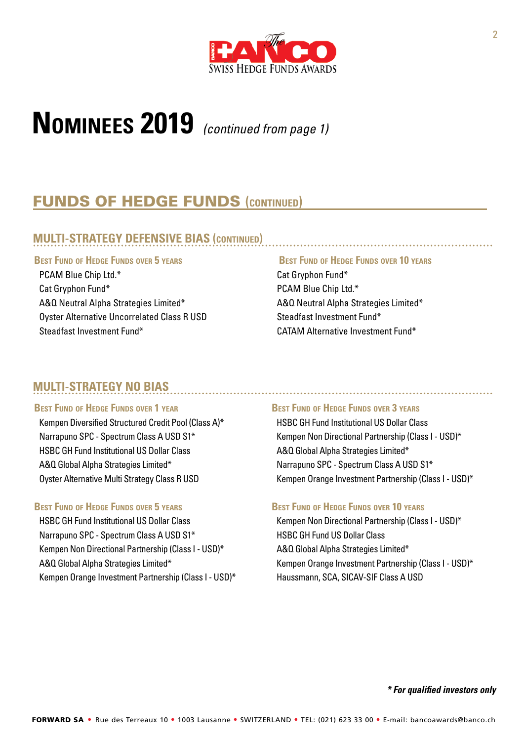# Nominees 2019 *(continued from page 1)*

## FUNDS OF HEDGE FUNDS (continued)

### MULTI-STRATEGY DEFENSIVE BIAS (continued)

#### Best Fund of Hedge Funds over 5 years

PCAM Blue Chip Ltd.*
Cat Gryphon Fund*
A&Q Neutral Alpha Strategies Limited*
Oyster Alternative Uncorrelated Class R USD
Steadfast Investment Fund*

#### Best Fund of Hedge Funds over 10 years

Cat Gryphon Fund*
PCAM Blue Chip Ltd.*
A&Q Neutral Alpha Strategies Limited*
Steadfast Investment Fund*
CATAM Alternative Investment Fund*

### MULTI-STRATEGY NO BIAS

#### Best Fund of Hedge Funds over 1 year

Kempen Diversified Structured Credit Pool (Class A)*
Narrapuno SPC - Spectrum Class A USD S1*
HSBC GH Fund Institutional US Dollar Class
A&Q Global Alpha Strategies Limited*
Oyster Alternative Multi Strategy Class R USD

#### Best Fund of Hedge Funds over 3 years

HSBC GH Fund Institutional US Dollar Class
Kempen Non Directional Partnership (Class I - USD)*
A&Q Global Alpha Strategies Limited*
Narrapuno SPC - Spectrum Class A USD S1*
Kempen Orange Investment Partnership (Class I - USD)*

#### Best Fund of Hedge Funds over 5 years

HSBC GH Fund Institutional US Dollar Class
Narrapuno SPC - Spectrum Class A USD S1*
Kempen Non Directional Partnership (Class I - USD)*
A&Q Global Alpha Strategies Limited*
Kempen Orange Investment Partnership (Class I - USD)*

#### Best Fund of Hedge Funds over 10 years

Kempen Non Directional Partnership (Class I - USD)*
HSBC GH Fund US Dollar Class
A&Q Global Alpha Strategies Limited*
Kempen Orange Investment Partnership (Class I - USD)*
Haussmann, SCA, SICAV-SIF Class A USD

***\* For qualified investors only***

**FORWARD SA** • Rue des Terreaux 10 • 1003 Lausanne • SWITZERLAND • TEL: (021) 623 33 00 • E-mail: bancoawards@banco.ch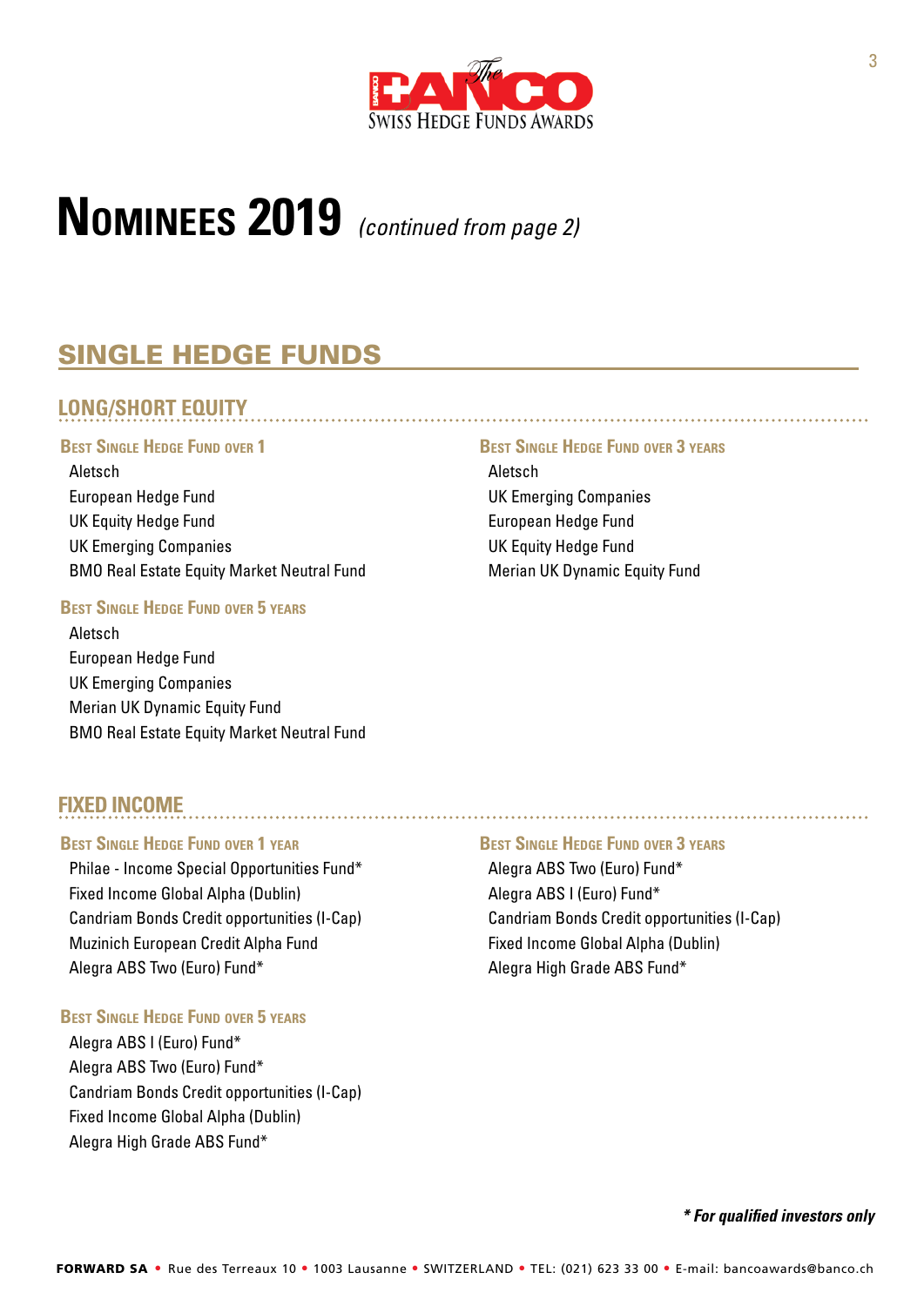# NOMINEES 2019 *(continued from page 2)*

## SINGLE HEDGE FUNDS

### LONG/SHORT EQUITY

#### Best Single Hedge Fund over 1

- Aletsch
- European Hedge Fund
- UK Equity Hedge Fund
- UK Emerging Companies
- BMO Real Estate Equity Market Neutral Fund

#### Best Single Hedge Fund over 3 years

- Aletsch
- UK Emerging Companies
- European Hedge Fund
- UK Equity Hedge Fund
- Merian UK Dynamic Equity Fund

#### Best Single Hedge Fund over 5 years

- Aletsch
- European Hedge Fund
- UK Emerging Companies
- Merian UK Dynamic Equity Fund
- BMO Real Estate Equity Market Neutral Fund

### FIXED INCOME

#### Best Single Hedge Fund over 1 year

- Philae - Income Special Opportunities Fund*
- Fixed Income Global Alpha (Dublin)
- Candriam Bonds Credit opportunities (I-Cap)
- Muzinich European Credit Alpha Fund
- Alegra ABS Two (Euro) Fund*

#### Best Single Hedge Fund over 3 years

- Alegra ABS Two (Euro) Fund*
- Alegra ABS I (Euro) Fund*
- Candriam Bonds Credit opportunities (I-Cap)
- Fixed Income Global Alpha (Dublin)
- Alegra High Grade ABS Fund*

#### Best Single Hedge Fund over 5 years

- Alegra ABS I (Euro) Fund*
- Alegra ABS Two (Euro) Fund*
- Candriam Bonds Credit opportunities (I-Cap)
- Fixed Income Global Alpha (Dublin)
- Alegra High Grade ABS Fund*

***For qualified investors only**

**FORWARD SA** • Rue des Terreaux 10 • 1003 Lausanne • SWITZERLAND • TEL: (021) 623 33 00 • E-mail: bancoawards@banco.ch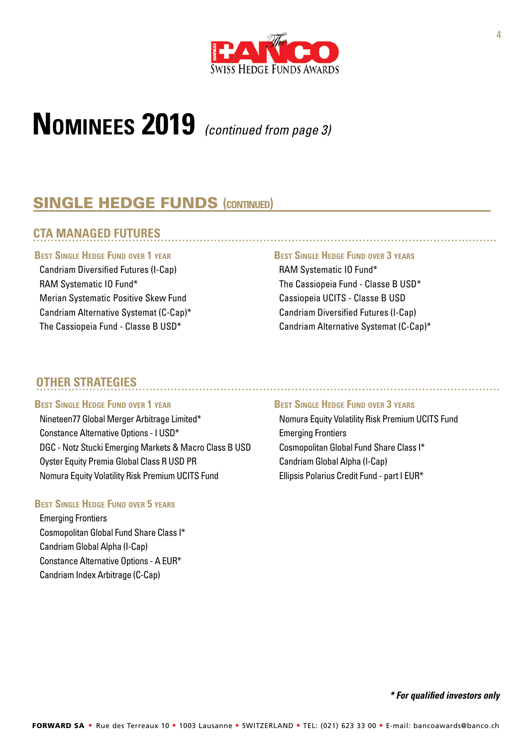# Nominees 2019 *(continued from page 3)*

## SINGLE HEDGE FUNDS (CONTINUED)

### CTA MANAGED FUTURES

#### Best Single Hedge Fund over 1 year

Candriam Diversified Futures (I-Cap)
RAM Systematic IO Fund*
Merian Systematic Positive Skew Fund
Candriam Alternative Systemat (C-Cap)*
The Cassiopeia Fund - Classe B USD*

#### Best Single Hedge Fund over 3 years

RAM Systematic IO Fund*
The Cassiopeia Fund - Classe B USD*
Cassiopeia UCITS - Classe B USD
Candriam Diversified Futures (I-Cap)
Candriam Alternative Systemat (C-Cap)*

### OTHER STRATEGIES

#### Best Single Hedge Fund over 1 year

Nineteen77 Global Merger Arbitrage Limited*
Constance Alternative Options - I USD*
DGC - Notz Stucki Emerging Markets & Macro Class B USD
Oyster Equity Premia Global Class R USD PR
Nomura Equity Volatility Risk Premium UCITS Fund

#### Best Single Hedge Fund over 3 years

Nomura Equity Volatility Risk Premium UCITS Fund
Emerging Frontiers
Cosmopolitan Global Fund Share Class I*
Candriam Global Alpha (I-Cap)
Ellipsis Polarius Credit Fund - part I EUR*

#### Best Single Hedge Fund over 5 years

Emerging Frontiers
Cosmopolitan Global Fund Share Class I*
Candriam Global Alpha (I-Cap)
Constance Alternative Options - A EUR*
Candriam Index Arbitrage (C-Cap)

***** For qualified investors only**

**FORWARD SA** • Rue des Terreaux 10 • 1003 Lausanne • SWITZERLAND • TEL: (021) 623 33 00 • E-mail: bancoawards@banco.ch